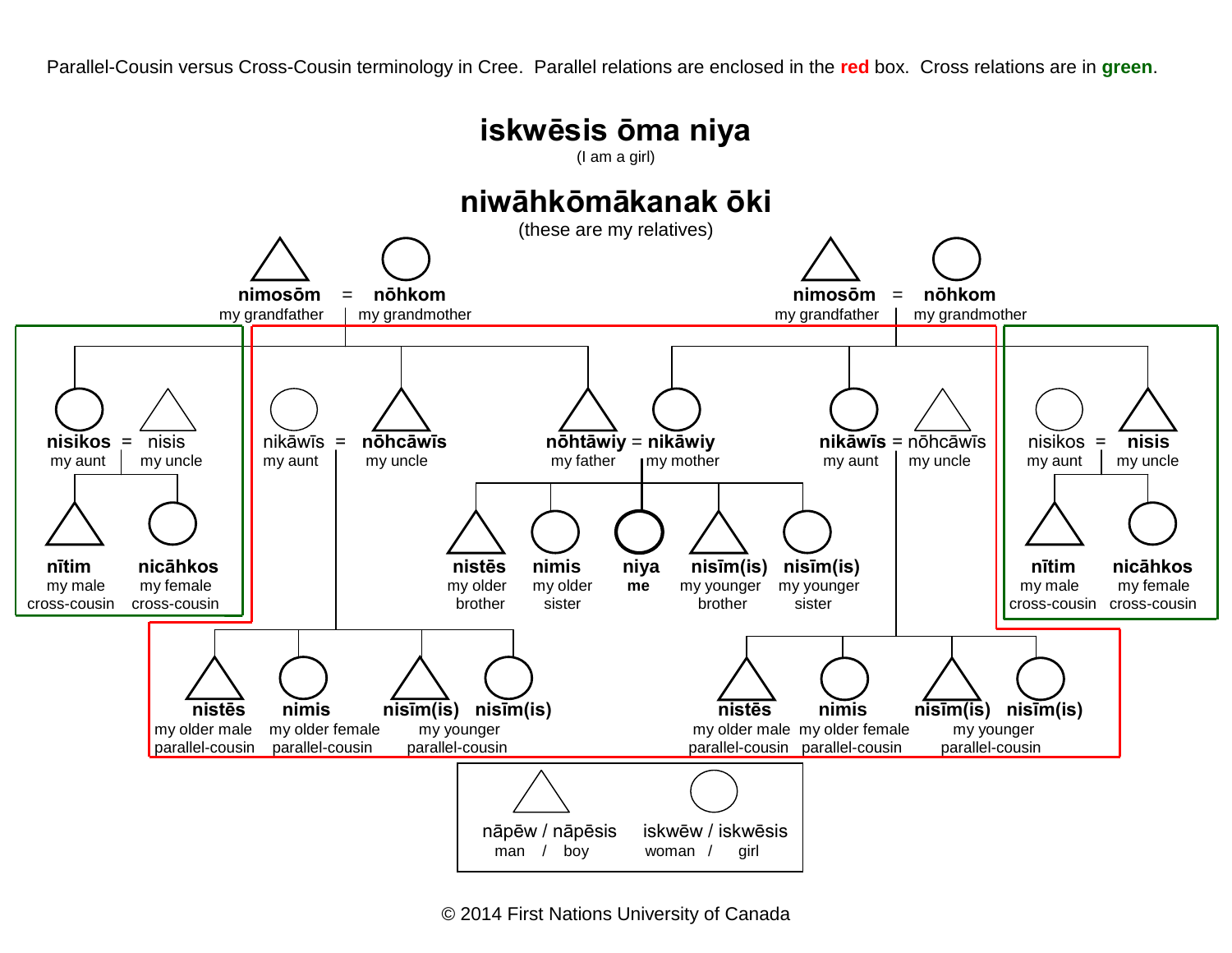Parallel-Cousin versus Cross-Cousin terminology in Cree. Parallel relations are enclosed in the **red** box. Cross relations are in **green**.

# iskwēsis ōma niya

(I am a girl)

# niwāhkōmākanak ōki

(these are my relatives)

**nimosōm** = **nōhkom**
my grandfather my grandmother

**nimosōm** = **nōhkom**
my grandfather my grandmother

**nisikos** = nisis
my aunt my uncle

nikāwīs = **nōhcāwīs**
my aunt my uncle

**nōhtāwiy** = **nikāwiy**
my father my mother

**nikāwīs** = nōhcāwīs
my aunt my uncle

nisikos = **nisis**
my aunt my uncle

**nītim**
my male cross-cousin

**nicāhkos**
my female cross-cousin

**nistēs**
my older brother

**nimis**
my older sister

**niya**
**me**

**nisīm(is)**
my younger brother

**nisīm(is)**
my younger sister

**nītim**
my male cross-cousin

**nicāhkos**
my female cross-cousin

**nistēs**
my older male parallel-cousin

**nimis**
my older female parallel-cousin

**nisīm(is)** **nisīm(is)**
my younger parallel-cousin

**nistēs**
my older male parallel-cousin

**nimis**
my older female parallel-cousin

**nisīm(is)** **nisīm(is)**
my younger parallel-cousin

nāpēw / nāpēsis
man / boy

iskwēw / iskwēsis
woman / girl

© 2014 First Nations University of Canada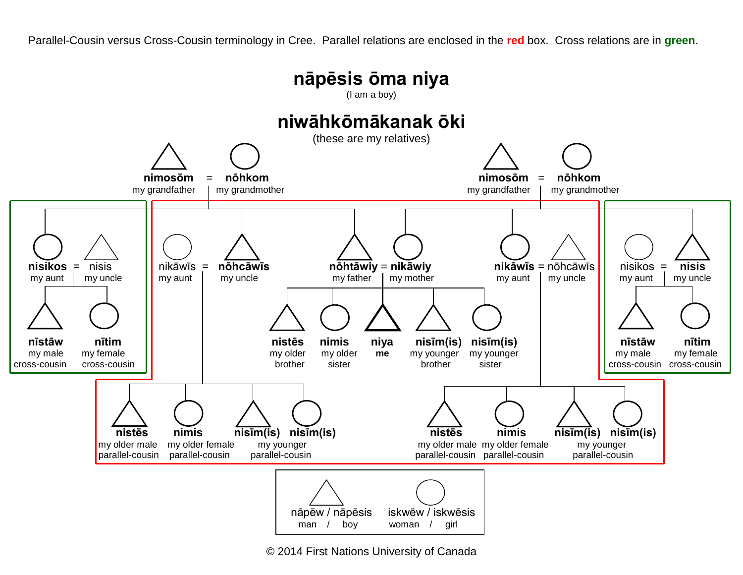Parallel-Cousin versus Cross-Cousin terminology in Cree. Parallel relations are enclosed in the **red** box. Cross relations are in **green**.

## nāpēsis ōma niya

(I am a boy)

## niwāhkōmākanak ōki

(these are my relatives)

**nimosōm** = **nōhkom**
my grandfather — my grandmother

**nimosōm** = **nōhkom**
my grandfather — my grandmother

**nisikos** = nisis
my aunt — my uncle

nikāwīs = **nōhcāwīs**
my aunt — my uncle

**nōhtāwiy** = **nikāwiy**
my father — my mother

**nikāwīs** = nōhcāwīs
my aunt — my uncle

nisikos = **nisis**
my aunt — my uncle

**nīstāw** — my male cross-cousin
**nītim** — my female cross-cousin

**nistēs** — my older brother
**nimis** — my older sister
**niya** — **me**
**nisīm(is)** — my younger brother
**nisīm(is)** — my younger sister

**nīstāw** — my male cross-cousin
**nītim** — my female cross-cousin

**nistēs** — my older male parallel-cousin
**nimis** — my older female parallel-cousin
**nisīm(is)** **nisīm(is)** — my younger parallel-cousin

**nistēs** — my older male parallel-cousin
**nimis** — my older female parallel-cousin
**nisīm(is)** **nisīm(is)** — my younger parallel-cousin

nāpēw / nāpēsis
man / boy

iskwēw / iskwēsis
woman / girl

© 2014 First Nations University of Canada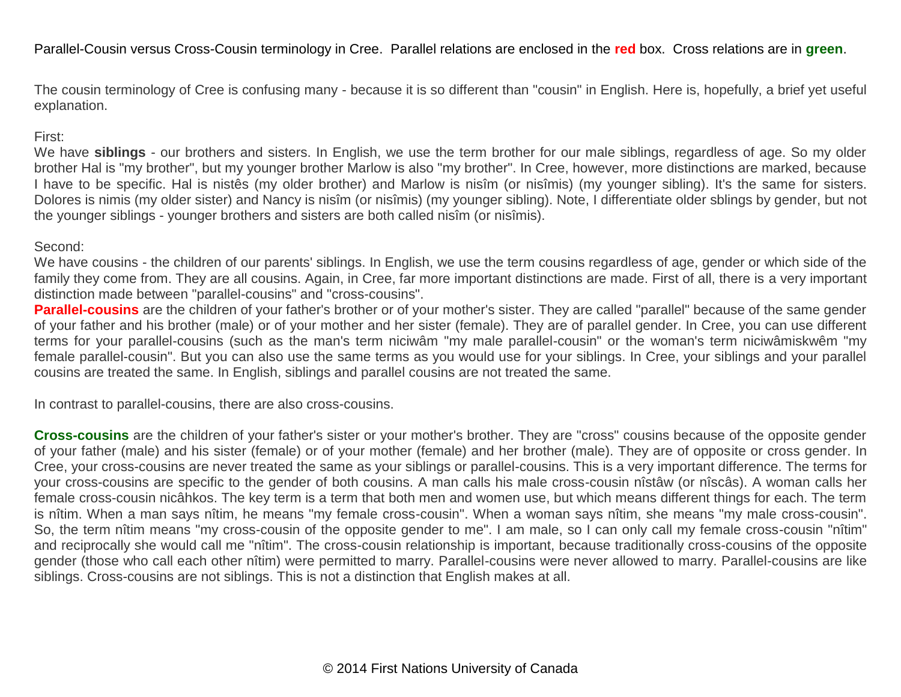Parallel-Cousin versus Cross-Cousin terminology in Cree. Parallel relations are enclosed in the red box. Cross relations are in green.

The cousin terminology of Cree is confusing many - because it is so different than "cousin" in English. Here is, hopefully, a brief yet useful explanation.

First:
We have **siblings** - our brothers and sisters. In English, we use the term brother for our male siblings, regardless of age. So my older brother Hal is "my brother", but my younger brother Marlow is also "my brother". In Cree, however, more distinctions are marked, because I have to be specific. Hal is nistês (my older brother) and Marlow is nisîm (or nisîmis) (my younger sibling). It's the same for sisters. Dolores is nimis (my older sister) and Nancy is nisîm (or nisîmis) (my younger sibling). Note, I differentiate older sblings by gender, but not the younger siblings - younger brothers and sisters are both called nisîm (or nisîmis).

Second:
We have cousins - the children of our parents' siblings. In English, we use the term cousins regardless of age, gender or which side of the family they come from. They are all cousins. Again, in Cree, far more important distinctions are made. First of all, there is a very important distinction made between "parallel-cousins" and "cross-cousins".
**Parallel-cousins** are the children of your father's brother or of your mother's sister. They are called "parallel" because of the same gender of your father and his brother (male) or of your mother and her sister (female). They are of parallel gender. In Cree, you can use different terms for your parallel-cousins (such as the man's term niciwâm "my male parallel-cousin" or the woman's term niciwâmiskwêm "my female parallel-cousin". But you can also use the same terms as you would use for your siblings. In Cree, your siblings and your parallel cousins are treated the same. In English, siblings and parallel cousins are not treated the same.

In contrast to parallel-cousins, there are also cross-cousins.

**Cross-cousins** are the children of your father's sister or your mother's brother. They are "cross" cousins because of the opposite gender of your father (male) and his sister (female) or of your mother (female) and her brother (male). They are of opposite or cross gender. In Cree, your cross-cousins are never treated the same as your siblings or parallel-cousins. This is a very important difference. The terms for your cross-cousins are specific to the gender of both cousins. A man calls his male cross-cousin nîstâw (or nîscâs). A woman calls her female cross-cousin nicâhkos. The key term is a term that both men and women use, but which means different things for each. The term is nîtim. When a man says nîtim, he means "my female cross-cousin". When a woman says nîtim, she means "my male cross-cousin". So, the term nîtim means "my cross-cousin of the opposite gender to me". I am male, so I can only call my female cross-cousin "nîtim" and reciprocally she would call me "nîtim". The cross-cousin relationship is important, because traditionally cross-cousins of the opposite gender (those who call each other nîtim) were permitted to marry. Parallel-cousins were never allowed to marry. Parallel-cousins are like siblings. Cross-cousins are not siblings. This is not a distinction that English makes at all.

© 2014 First Nations University of Canada